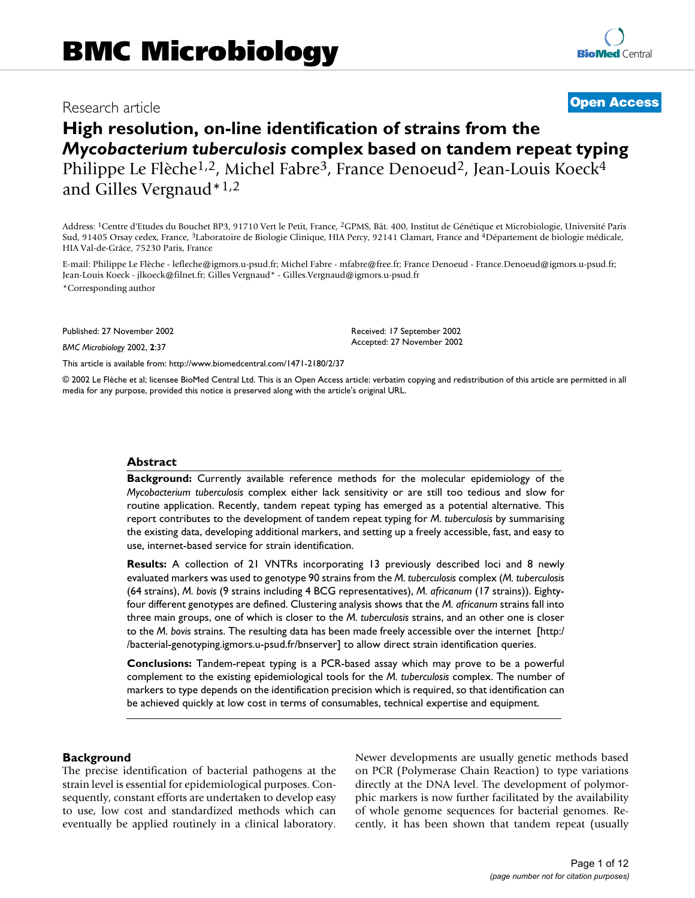Research article **Open Access**

# High resolution, on-line identification of strains from the *Mycobacterium tuberculosis* complex based on tandem repeat typing

Philippe Le Flèche[1,2], Michel Fabre[3], France Denoeud[2], Jean-Louis Koeck[4] and Gilles Vergnaud*[1,2]

Address: [1]Centre d'Etudes du Bouchet BP3, 91710 Vert le Petit, France, [2]GPMS, Bât. 400, Institut de Génétique et Microbiologie, Université Paris Sud, 91405 Orsay cedex, France, [3]Laboratoire de Biologie Clinique, HIA Percy, 92141 Clamart, France and [4]Département de biologie médicale, HIA Val-de-Grâce, 75230 Paris, France

E-mail: Philippe Le Flèche - lefleche@igmors.u-psud.fr; Michel Fabre - mfabre@free.fr; France Denoeud - France.Denoeud@igmors.u-psud.fr; Jean-Louis Koeck - jlkoeck@filnet.fr; Gilles Vergnaud* - Gilles.Vergnaud@igmors.u-psud.fr

*Corresponding author

Published: 27 November 2002

*BMC Microbiology* 2002, **2**:37

Received: 17 September 2002
Accepted: 27 November 2002

This article is available from: http://www.biomedcentral.com/1471-2180/2/37

© 2002 Le Flèche et al; licensee BioMed Central Ltd. This is an Open Access article: verbatim copying and redistribution of this article are permitted in all media for any purpose, provided this notice is preserved along with the article's original URL.

## Abstract

**Background:** Currently available reference methods for the molecular epidemiology of the *Mycobacterium tuberculosis* complex either lack sensitivity or are still too tedious and slow for routine application. Recently, tandem repeat typing has emerged as a potential alternative. This report contributes to the development of tandem repeat typing for *M. tuberculosis* by summarising the existing data, developing additional markers, and setting up a freely accessible, fast, and easy to use, internet-based service for strain identification.

**Results:** A collection of 21 VNTRs incorporating 13 previously described loci and 8 newly evaluated markers was used to genotype 90 strains from the *M. tuberculosis* complex (*M. tuberculosis* (64 strains), *M. bovis* (9 strains including 4 BCG representatives), *M. africanum* (17 strains)). Eighty-four different genotypes are defined. Clustering analysis shows that the *M. africanum* strains fall into three main groups, one of which is closer to the *M. tuberculosis* strains, and an other one is closer to the *M. bovis* strains. The resulting data has been made freely accessible over the internet [http://bacterial-genotyping.igmors.u-psud.fr/bnserver] to allow direct strain identification queries.

**Conclusions:** Tandem-repeat typing is a PCR-based assay which may prove to be a powerful complement to the existing epidemiological tools for the *M. tuberculosis* complex. The number of markers to type depends on the identification precision which is required, so that identification can be achieved quickly at low cost in terms of consumables, technical expertise and equipment.

## Background

The precise identification of bacterial pathogens at the strain level is essential for epidemiological purposes. Consequently, constant efforts are undertaken to develop easy to use, low cost and standardized methods which can eventually be applied routinely in a clinical laboratory. Newer developments are usually genetic methods based on PCR (Polymerase Chain Reaction) to type variations directly at the DNA level. The development of polymorphic markers is now further facilitated by the availability of whole genome sequences for bacterial genomes. Recently, it has been shown that tandem repeat (usually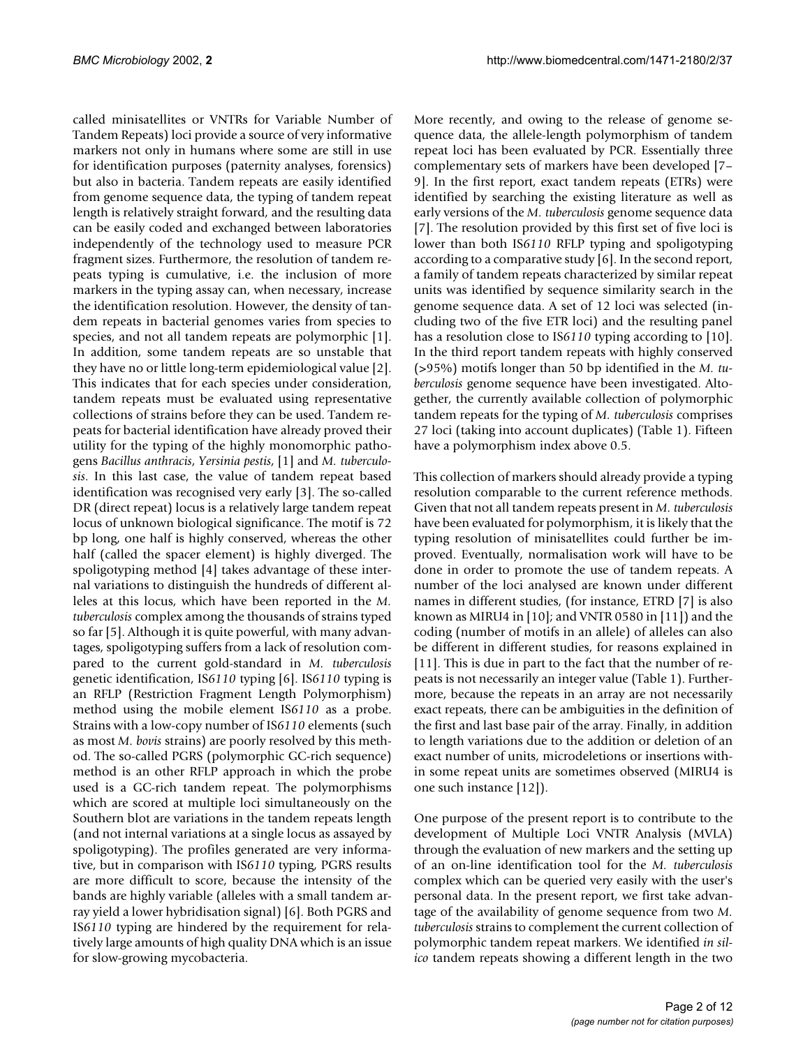called minisatellites or VNTRs for Variable Number of Tandem Repeats) loci provide a source of very informative markers not only in humans where some are still in use for identification purposes (paternity analyses, forensics) but also in bacteria. Tandem repeats are easily identified from genome sequence data, the typing of tandem repeat length is relatively straight forward, and the resulting data can be easily coded and exchanged between laboratories independently of the technology used to measure PCR fragment sizes. Furthermore, the resolution of tandem repeats typing is cumulative, i.e. the inclusion of more markers in the typing assay can, when necessary, increase the identification resolution. However, the density of tandem repeats in bacterial genomes varies from species to species, and not all tandem repeats are polymorphic [1]. In addition, some tandem repeats are so unstable that they have no or little long-term epidemiological value [2]. This indicates that for each species under consideration, tandem repeats must be evaluated using representative collections of strains before they can be used. Tandem repeats for bacterial identification have already proved their utility for the typing of the highly monomorphic pathogens *Bacillus anthracis*, *Yersinia pestis*, [1] and *M. tuberculosis*. In this last case, the value of tandem repeat based identification was recognised very early [3]. The so-called DR (direct repeat) locus is a relatively large tandem repeat locus of unknown biological significance. The motif is 72 bp long, one half is highly conserved, whereas the other half (called the spacer element) is highly diverged. The spoligotyping method [4] takes advantage of these internal variations to distinguish the hundreds of different alleles at this locus, which have been reported in the *M. tuberculosis* complex among the thousands of strains typed so far [5]. Although it is quite powerful, with many advantages, spoligotyping suffers from a lack of resolution compared to the current gold-standard in *M. tuberculosis* genetic identification, IS*6110* typing [6]. IS*6110* typing is an RFLP (Restriction Fragment Length Polymorphism) method using the mobile element IS*6110* as a probe. Strains with a low-copy number of IS*6110* elements (such as most *M. bovis* strains) are poorly resolved by this method. The so-called PGRS (polymorphic GC-rich sequence) method is an other RFLP approach in which the probe used is a GC-rich tandem repeat. The polymorphisms which are scored at multiple loci simultaneously on the Southern blot are variations in the tandem repeats length (and not internal variations at a single locus as assayed by spoligotyping). The profiles generated are very informative, but in comparison with IS*6110* typing, PGRS results are more difficult to score, because the intensity of the bands are highly variable (alleles with a small tandem array yield a lower hybridisation signal) [6]. Both PGRS and IS*6110* typing are hindered by the requirement for relatively large amounts of high quality DNA which is an issue for slow-growing mycobacteria.

More recently, and owing to the release of genome sequence data, the allele-length polymorphism of tandem repeat loci has been evaluated by PCR. Essentially three complementary sets of markers have been developed [7–9]. In the first report, exact tandem repeats (ETRs) were identified by searching the existing literature as well as early versions of the *M. tuberculosis* genome sequence data [7]. The resolution provided by this first set of five loci is lower than both IS*6110* RFLP typing and spoligotyping according to a comparative study [6]. In the second report, a family of tandem repeats characterized by similar repeat units was identified by sequence similarity search in the genome sequence data. A set of 12 loci was selected (including two of the five ETR loci) and the resulting panel has a resolution close to IS*6110* typing according to [10]. In the third report tandem repeats with highly conserved (>95%) motifs longer than 50 bp identified in the *M. tuberculosis* genome sequence have been investigated. Altogether, the currently available collection of polymorphic tandem repeats for the typing of *M. tuberculosis* comprises 27 loci (taking into account duplicates) (Table 1). Fifteen have a polymorphism index above 0.5.

This collection of markers should already provide a typing resolution comparable to the current reference methods. Given that not all tandem repeats present in *M. tuberculosis* have been evaluated for polymorphism, it is likely that the typing resolution of minisatellites could further be improved. Eventually, normalisation work will have to be done in order to promote the use of tandem repeats. A number of the loci analysed are known under different names in different studies, (for instance, ETRD [7] is also known as MIRU4 in [10]; and VNTR 0580 in [11]) and the coding (number of motifs in an allele) of alleles can also be different in different studies, for reasons explained in [11]. This is due in part to the fact that the number of repeats is not necessarily an integer value (Table 1). Furthermore, because the repeats in an array are not necessarily exact repeats, there can be ambiguities in the definition of the first and last base pair of the array. Finally, in addition to length variations due to the addition or deletion of an exact number of units, microdeletions or insertions within some repeat units are sometimes observed (MIRU4 is one such instance [12]).

One purpose of the present report is to contribute to the development of Multiple Loci VNTR Analysis (MVLA) through the evaluation of new markers and the setting up of an on-line identification tool for the *M. tuberculosis* complex which can be queried very easily with the user's personal data. In the present report, we first take advantage of the availability of genome sequence from two *M. tuberculosis* strains to complement the current collection of polymorphic tandem repeat markers. We identified *in silico* tandem repeats showing a different length in the two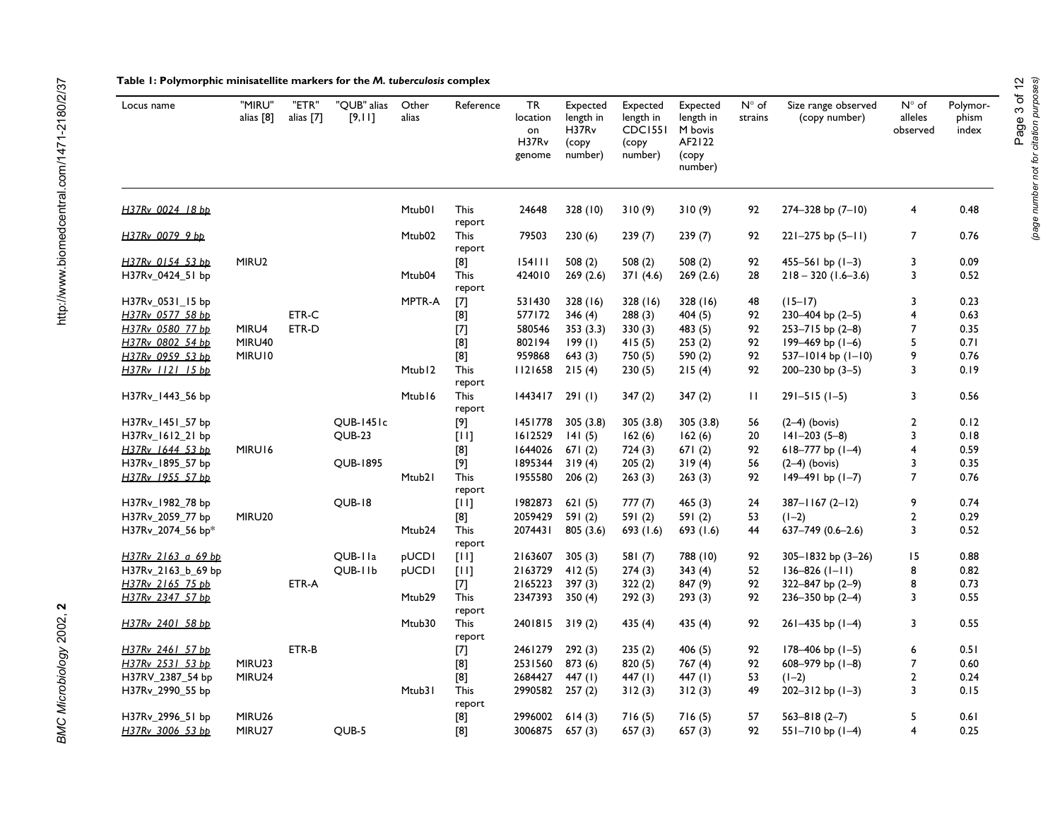**Table 1: Polymorphic minisatellite markers for the *M. tuberculosis* complex**

| Locus name | "MIRU" alias [8] | "ETR" alias [7] | "QUB" alias [9,11] | Other alias | Reference | TR location on H37Rv genome | Expected length in H37Rv (copy number) | Expected length in CDC1551 (copy number) | Expected length in M bovis AF2122 (copy number) | N° of strains | Size range observed (copy number) | N° of alleles observed | Polymorphism index |
|---|---|---|---|---|---|---|---|---|---|---|---|---|---|
| H37Rv_0024_18 bp | | | | Mtub01 | This report | 24648 | 328 (10) | 310 (9) | 310 (9) | 92 | 274–328 bp (7–10) | 4 | 0.48 |
| H37Rv_0079_9 bp | | | | Mtub02 | This report | 79503 | 230 (6) | 239 (7) | 239 (7) | 92 | 221–275 bp (5–11) | 7 | 0.76 |
| H37Rv_0154_53 bp | MIRU2 | | | | [8] | 154111 | 508 (2) | 508 (2) | 508 (2) | 92 | 455–561 bp (1–3) | 3 | 0.09 |
| H37Rv_0424_51 bp | | | | Mtub04 | This report | 424010 | 269 (2.6) | 371 (4.6) | 269 (2.6) | 28 | 218 – 320 (1.6–3.6) | 3 | 0.52 |
| H37Rv_0531_15 bp | | | | MPTR-A | [7] | 531430 | 328 (16) | 328 (16) | 328 (16) | 48 | (15–17) | 3 | 0.23 |
| H37Rv_0577_58 bp | | ETR-C | | | [8] | 577172 | 346 (4) | 288 (3) | 404 (5) | 92 | 230–404 bp (2–5) | 4 | 0.63 |
| H37Rv_0580_77 bp | MIRU4 | ETR-D | | | [7] | 580546 | 353 (3.3) | 330 (3) | 483 (5) | 92 | 253–715 bp (2–8) | 7 | 0.35 |
| H37Rv_0802_54 bp | MIRU40 | | | | [8] | 802194 | 199 (1) | 415 (5) | 253 (2) | 92 | 199–469 bp (1–6) | 5 | 0.71 |
| H37Rv_0959_53 bp | MIRU10 | | | | [8] | 959868 | 643 (3) | 750 (5) | 590 (2) | 92 | 537–1014 bp (1–10) | 9 | 0.76 |
| H37Rv_1121_15 bp | | | | Mtub12 | This report | 1121658 | 215 (4) | 230 (5) | 215 (4) | 92 | 200–230 bp (3–5) | 3 | 0.19 |
| H37Rv_1443_56 bp | | | | Mtub16 | This report | 1443417 | 291 (1) | 347 (2) | 347 (2) | 11 | 291–515 (1–5) | 3 | 0.56 |
| H37Rv_1451_57 bp | | | QUB-1451c | | [9] | 1451778 | 305 (3.8) | 305 (3.8) | 305 (3.8) | 56 | (2–4) (bovis) | 2 | 0.12 |
| H37Rv_1612_21 bp | | | QUB-23 | | [11] | 1612529 | 141 (5) | 162 (6) | 162 (6) | 20 | 141–203 (5–8) | 3 | 0.18 |
| H37Rv_1644_53 bp | MIRU16 | | | | [8] | 1644026 | 671 (2) | 724 (3) | 671 (2) | 92 | 618–777 bp (1–4) | 4 | 0.59 |
| H37Rv_1895_57 bp | | | QUB-1895 | | [9] | 1895344 | 319 (4) | 205 (2) | 319 (4) | 56 | (2–4) (bovis) | 3 | 0.35 |
| H37Rv_1955_57 bp | | | | Mtub21 | This report | 1955580 | 206 (2) | 263 (3) | 263 (3) | 92 | 149–491 bp (1–7) | 7 | 0.76 |
| H37Rv_1982_78 bp | | | QUB-18 | | [11] | 1982873 | 621 (5) | 777 (7) | 465 (3) | 24 | 387–1167 (2–12) | 9 | 0.74 |
| H37Rv_2059_77 bp | MIRU20 | | | | [8] | 2059429 | 591 (2) | 591 (2) | 591 (2) | 53 | (1–2) | 2 | 0.29 |
| H37Rv_2074_56 bp* | | | | Mtub24 | This report | 2074431 | 805 (3.6) | 693 (1.6) | 693 (1.6) | 44 | 637–749 (0.6–2.6) | 3 | 0.52 |
| H37Rv_2163_a_69 bp | | | QUB-11a | pUCD1 | [11] | 2163607 | 305 (3) | 581 (7) | 788 (10) | 92 | 305–1832 bp (3–26) | 15 | 0.88 |
| H37Rv_2163_b_69 bp | | | QUB-11b | pUCD1 | [11] | 2163729 | 412 (5) | 274 (3) | 343 (4) | 52 | 136–826 (1–11) | 8 | 0.82 |
| H37Rv_2165_75 pb | | ETR-A | | | [7] | 2165223 | 397 (3) | 322 (2) | 847 (9) | 92 | 322–847 bp (2–9) | 8 | 0.73 |
| H37Rv_2347_57 bp | | | | Mtub29 | This report | 2347393 | 350 (4) | 292 (3) | 293 (3) | 92 | 236–350 bp (2–4) | 3 | 0.55 |
| H37Rv_2401_58 bp | | | | Mtub30 | This report | 2401815 | 319 (2) | 435 (4) | 435 (4) | 92 | 261–435 bp (1–4) | 3 | 0.55 |
| H37Rv_2461_57 bp | | ETR-B | | | [7] | 2461279 | 292 (3) | 235 (2) | 406 (5) | 92 | 178–406 bp (1–5) | 6 | 0.51 |
| H37Rv_2531_53 bp | MIRU23 | | | | [8] | 2531560 | 873 (6) | 820 (5) | 767 (4) | 92 | 608–979 bp (1–8) | 7 | 0.60 |
| H37RV_2387_54 bp | MIRU24 | | | | [8] | 2684427 | 447 (1) | 447 (1) | 447 (1) | 53 | (1–2) | 2 | 0.24 |
| H37Rv_2990_55 bp | | | | Mtub31 | This report | 2990582 | 257 (2) | 312 (3) | 312 (3) | 49 | 202–312 bp (1–3) | 3 | 0.15 |
| H37Rv_2996_51 bp | MIRU26 | | | | [8] | 2996002 | 614 (3) | 716 (5) | 716 (5) | 57 | 563–818 (2–7) | 5 | 0.61 |
| H37Rv_3006_53 bp | MIRU27 | | QUB-5 | | [8] | 3006875 | 657 (3) | 657 (3) | 657 (3) | 92 | 551–710 bp (1–4) | 4 | 0.25 |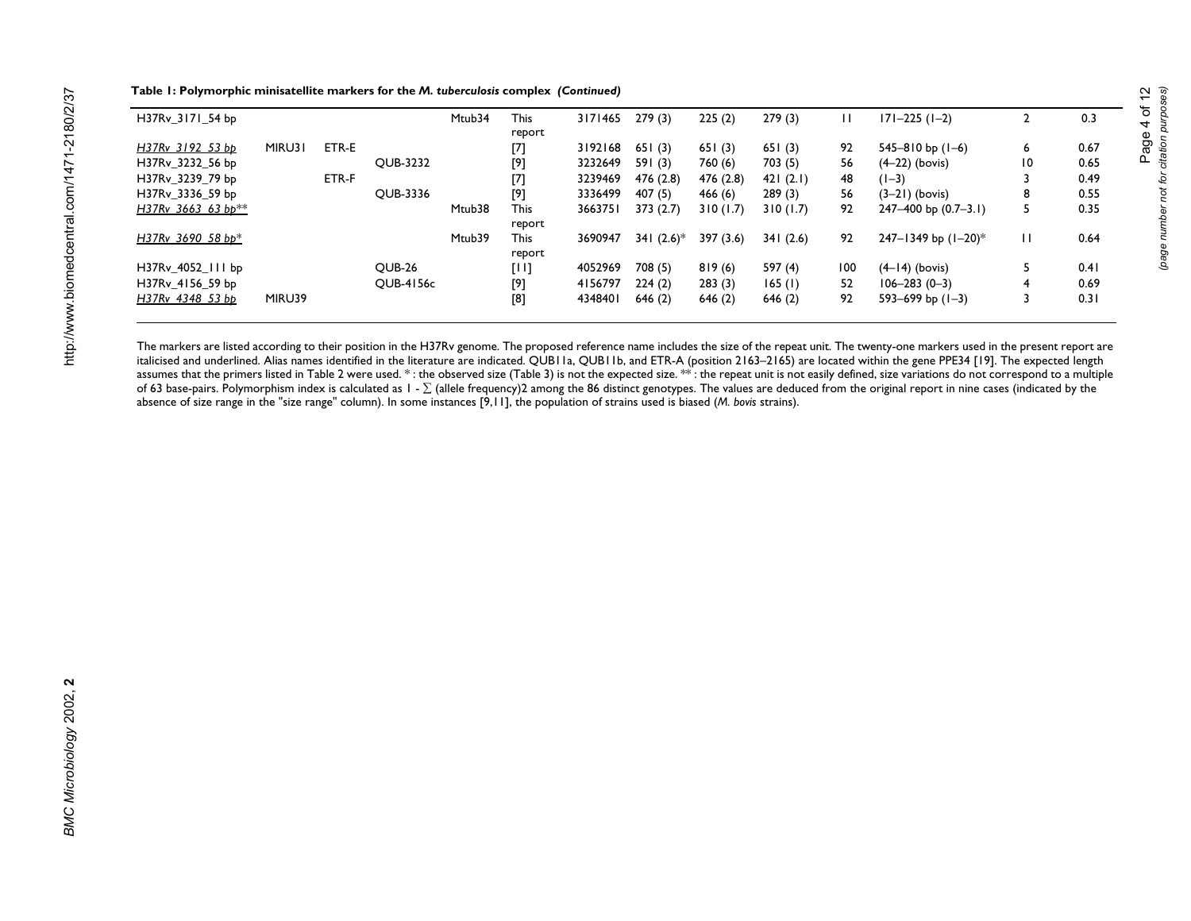**Table 1: Polymorphic minisatellite markers for the *M. tuberculosis* complex *(Continued)***

| | | | | | | | | | | | | | |
|---|---|---|---|---|---|---|---|---|---|---|---|---|---|
| H37Rv_3171_54 bp | | | | Mtub34 | This report | 3171465 | 279 (3) | 225 (2) | 279 (3) | 11 | 171–225 (1–2) | 2 | 0.3 |
| *H37Rv_3192_53 bp* | MIRU31 | ETR-E | | | [7] | 3192168 | 651 (3) | 651 (3) | 651 (3) | 92 | 545–810 bp (1–6) | 6 | 0.67 |
| H37Rv_3232_56 bp | | | QUB-3232 | | [9] | 3232649 | 591 (3) | 760 (6) | 703 (5) | 56 | (4–22) (bovis) | 10 | 0.65 |
| H37Rv_3239_79 bp | | ETR-F | | | [7] | 3239469 | 476 (2.8) | 476 (2.8) | 421 (2.1) | 48 | (1–3) | 3 | 0.49 |
| H37Rv_3336_59 bp | | | QUB-3336 | | [9] | 3336499 | 407 (5) | 466 (6) | 289 (3) | 56 | (3–21) (bovis) | 8 | 0.55 |
| *H37Rv_3663_63 bp*** | | | | Mtub38 | This report | 3663751 | 373 (2.7) | 310 (1.7) | 310 (1.7) | 92 | 247–400 bp (0.7–3.1) | 5 | 0.35 |
| *H37Rv_3690_58 bp** | | | | Mtub39 | This report | 3690947 | 341 (2.6)* | 397 (3.6) | 341 (2.6) | 92 | 247–1349 bp (1–20)* | 11 | 0.64 |
| H37Rv_4052_111 bp | | | QUB-26 | | [11] | 4052969 | 708 (5) | 819 (6) | 597 (4) | 100 | (4–14) (bovis) | 5 | 0.41 |
| H37Rv_4156_59 bp | | | QUB-4156c | | [9] | 4156797 | 224 (2) | 283 (3) | 165 (1) | 52 | 106–283 (0–3) | 4 | 0.69 |
| *H37Rv_4348_53 bp* | MIRU39 | | | | [8] | 4348401 | 646 (2) | 646 (2) | 646 (2) | 92 | 593–699 bp (1–3) | 3 | 0.31 |

The markers are listed according to their position in the H37Rv genome. The proposed reference name includes the size of the repeat unit. The twenty-one markers used in the present report are italicised and underlined. Alias names identified in the literature are indicated. QUB11a, QUB11b, and ETR-A (position 2163–2165) are located within the gene PPE34 [19]. The expected length assumes that the primers listed in Table 2 were used. * : the observed size (Table 3) is not the expected size. ** : the repeat unit is not easily defined, size variations do not correspond to a multiple of 63 base-pairs. Polymorphism index is calculated as $1 - \sum$ (allele frequency)2 among the 86 distinct genotypes. The values are deduced from the original report in nine cases (indicated by the absence of size range in the "size range" column). In some instances [9,11], the population of strains used is biased (*M. bovis* strains).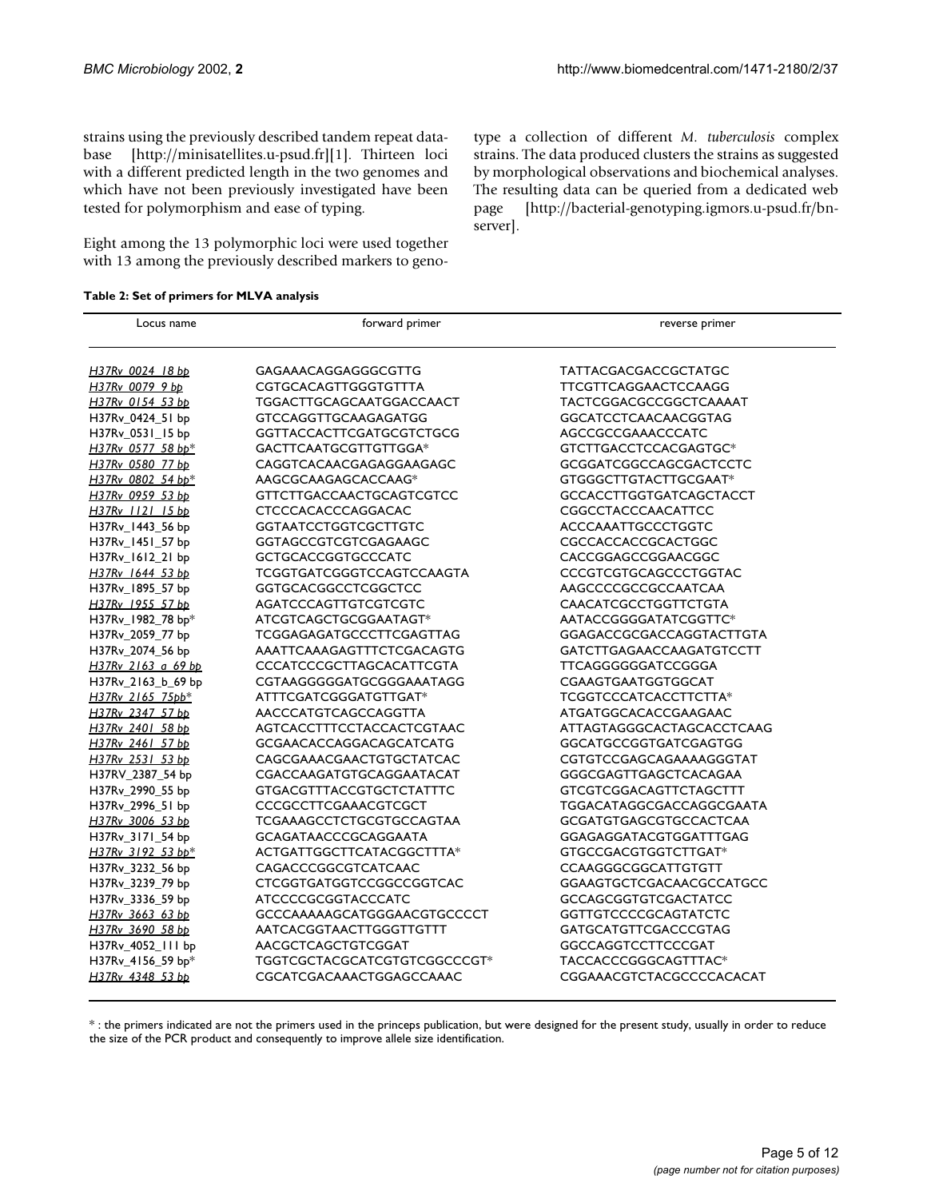strains using the previously described tandem repeat database [http://minisatellites.u-psud.fr][1]. Thirteen loci with a different predicted length in the two genomes and which have not been previously investigated have been tested for polymorphism and ease of typing.

Eight among the 13 polymorphic loci were used together with 13 among the previously described markers to genotype a collection of different *M. tuberculosis* complex strains. The data produced clusters the strains as suggested by morphological observations and biochemical analyses. The resulting data can be queried from a dedicated web page [http://bacterial-genotyping.igmors.u-psud.fr/bn-server].

**Table 2: Set of primers for MLVA analysis**

| Locus name | forward primer | reverse primer |
|---|---|---|
| <u>H37Rv_0024_18 bp</u> | GAGAAACAGGAGGGCGTTG | TATTACGACGACCGCTATGC |
| <u>H37Rv_0079_9 bp</u> | CGTGCACAGTTGGGTGTTTA | TTCGTTCAGGAACTCCAAGG |
| <u>H37Rv_0154_53 bp</u> | TGGACTTGCAGCAATGGACCAACT | TACTCGGACGCCGGCTCAAAAT |
| H37Rv_0424_51 bp | GTCCAGGTTGCAAGAGATGG | GGCATCCTCAACAACGGTAG |
| H37Rv_0531_15 bp | GGTTACCACTTCGATGCGTCGCG | AGCCGCCGAAACCCATC |
| <u>H37Rv_0577_58 bp</u>* | GACTTCAATGCGTTGTTGGA* | GTCTTGACCTCCACGAGTGC* |
| <u>H37Rv_0580_77 bp</u> | CAGGTCACAACGAGAGGAAGAGC | GCGGATCGGCCAGCGACTCCTC |
| <u>H37Rv_0802_54 bp</u>* | AAGCGCAAGAGCACCAAG* | GTGGGCTTGTACTTGCGAAT* |
| <u>H37Rv_0959_53 bp</u> | GTTCTTGACCAACTGCAGTCGTCC | GCCACCTTGGTGATCAGCTACCT |
| <u>H37Rv_1121_15 bp</u> | CTCCCACACCCAGGACAC | CGGCCTACCCAACATTCC |
| H37Rv_1443_56 bp | GGTAATCCTGGTCGCTTGTC | ACCCAAATTGCCCTGGTC |
| H37Rv_1451_57 bp | GGTAGCCGTCGTCGAGAAGC | CGCCACCACCGCACTGGC |
| H37Rv_1612_21 bp | GCTGCACCGGTGCCCATC | CACCGGAGCCGGAACGGC |
| <u>H37Rv_1644_53 bp</u> | TCGGTGATCGGGTCCAGTCCAAGTA | CCCGTCGTGCAGCCCTGGTAC |
| H37Rv_1895_57 bp | GGTGCACGGCCTCGGCTCC | AAGCCCCGCCGCCAATCAA |
| <u>H37Rv_1955_57 bp</u> | AGATCCCAGTTGTCGTCGTC | CAACATCGCCTGGTTCTGTA |
| H37Rv_1982_78 bp* | ATCGTCAGCTGCGGAATAGT* | AATACCGGGGATATCGGTTC* |
| H37Rv_2059_77 bp | TCGGAGAGATGCCCTTCGAGTTAG | GGAGACCGCGACCAGGTACTTGTA |
| H37Rv_2074_56 bp | AAATTCAAAGAGTTTCTCGACAGTG | GATCTTGAGAACCAAGATGTCCTT |
| <u>H37Rv_2163_a_69 bp</u> | CCCATCCCGCTTAGCACATTCGTA | TTCAGGGGGGATCCGGGA |
| H37Rv_2163_b_69 bp | CGTAAGGGGGATGCGGGAAATAGG | CGAAGTGAATGGTGGCAT |
| <u>H37Rv_2165_75bp</u>* | ATTTCGATCGGGATGTTGAT* | TCGGTCCCATCACCTTCTTA* |
| <u>H37Rv_2347_57 bp</u> | AACCCATGTCAGCCAGGTTA | ATGATGGCACACCGAAGAAC |
| <u>H37Rv_2401_58 bp</u> | AGTCACCTTTCCTACCACTCGTAAC | ATTAGTAGGGCACTAGCACCTCAAG |
| <u>H37Rv_2461_57 bp</u> | GCGAACACCAGGACAGCATCATG | GGCATGCCGGTGATCGAGTGG |
| <u>H37Rv_2531_53 bp</u> | CAGCGAAACGAACTGTGCTATCAC | CGTGTCCGAGCAGAAAAGGGTAT |
| H37RV_2387_54 bp | CGACCAAGATGTGCAGGAATACAT | GGGCGAGTTGAGCTCACAGAA |
| H37Rv_2990_55 bp | GTGACGTTTACCGTGCTCTATTTC | GTCGTCGGACAGTTCTAGCTTT |
| H37Rv_2996_51 bp | CCCGCCTTCGAAACGTCGCT | TGGACATAGGCGACCAGGCGAATA |
| <u>H37Rv_3006_53 bp</u> | TCGAAAGCCTCTGCGTGCCAGTAA | GCGATGTGAGCGTGCCACTCAA |
| H37Rv_3171_54 bp | GCAGATAACCCGCAGGAATA | GGAGAGGATACGTGGATTTGAG |
| <u>H37Rv_3192_53 bp</u>* | ACTGATTGGCTTCATACGGCTTTA* | GTGCCGACGTGGTCTTGAT* |
| H37Rv_3232_56 bp | CAGACCCGGCGTCATCAAC | CCAAGGGCGGCATTGTGTT |
| H37Rv_3239_79 bp | CTCGGTGATGGTCCGGCCGGTCAC | GGAAGTGCTCGACAACGCCATGCC |
| H37Rv_3336_59 bp | ATCCCCGCGGTACCCATC | GCCAGCGGTGTCGACTATCC |
| <u>H37Rv_3663_63 bp</u> | GCCCAAAAAGCATGGGAACGTGCCCCT | GGTTGTCCCCGCAGTATCTC |
| <u>H37Rv_3690_58 bp</u> | AATCACGGTAACTTGGGTTGTTT | GATGCATGTTCGACCCGTAG |
| H37Rv_4052_111 bp | AACGCTCAGCTGTCGGAT | GGCCAGGTCCTTCCCGAT |
| H37Rv_4156_59 bp* | TGGTCGCTACGCATCGTGTCGGCCCGT* | TACCACCCGGGCAGTTTAC* |
| <u>H37Rv_4348_53 bp</u> | CGCATCGACAAACTGGAGCCAAAC | CGGAAACGTCTACGCCCCACACAT |

* : the primers indicated are not the primers used in the princeps publication, but were designed for the present study, usually in order to reduce the size of the PCR product and consequently to improve allele size identification.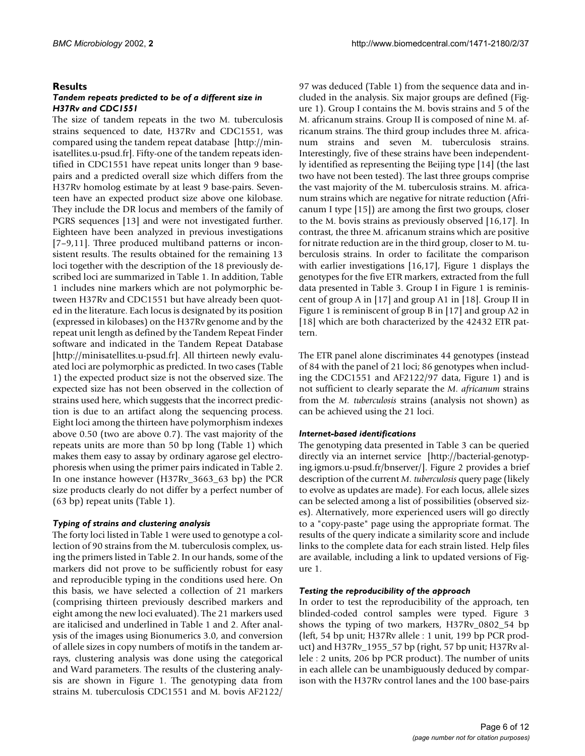## Results

### Tandem repeats predicted to be of a different size in H37Rv and CDC1551

The size of tandem repeats in the two M. tuberculosis strains sequenced to date, H37Rv and CDC1551, was compared using the tandem repeat database [http://minisatellites.u-psud.fr]. Fifty-one of the tandem repeats identified in CDC1551 have repeat units longer than 9 base-pairs and a predicted overall size which differs from the H37Rv homolog estimate by at least 9 base-pairs. Seventeen have an expected product size above one kilobase. They include the DR locus and members of the family of PGRS sequences [13] and were not investigated further. Eighteen have been analyzed in previous investigations [7–9,11]. Three produced multiband patterns or inconsistent results. The results obtained for the remaining 13 loci together with the description of the 18 previously described loci are summarized in Table 1. In addition, Table 1 includes nine markers which are not polymorphic between H37Rv and CDC1551 but have already been quoted in the literature. Each locus is designated by its position (expressed in kilobases) on the H37Rv genome and by the repeat unit length as defined by the Tandem Repeat Finder software and indicated in the Tandem Repeat Database [http://minisatellites.u-psud.fr]. All thirteen newly evaluated loci are polymorphic as predicted. In two cases (Table 1) the expected product size is not the observed size. The expected size has not been observed in the collection of strains used here, which suggests that the incorrect prediction is due to an artifact along the sequencing process. Eight loci among the thirteen have polymorphism indexes above 0.50 (two are above 0.7). The vast majority of the repeats units are more than 50 bp long (Table 1) which makes them easy to assay by ordinary agarose gel electrophoresis when using the primer pairs indicated in Table 2. In one instance however (H37Rv_3663_63 bp) the PCR size products clearly do not differ by a perfect number of (63 bp) repeat units (Table 1).

### Typing of strains and clustering analysis

The forty loci listed in Table 1 were used to genotype a collection of 90 strains from the M. tuberculosis complex, using the primers listed in Table 2. In our hands, some of the markers did not prove to be sufficiently robust for easy and reproducible typing in the conditions used here. On this basis, we have selected a collection of 21 markers (comprising thirteen previously described markers and eight among the new loci evaluated). The 21 markers used are italicised and underlined in Table 1 and 2. After analysis of the images using Bionumerics 3.0, and conversion of allele sizes in copy numbers of motifs in the tandem arrays, clustering analysis was done using the categorical and Ward parameters. The results of the clustering analysis are shown in Figure 1. The genotyping data from strains M. tuberculosis CDC1551 and M. bovis AF2122/97 was deduced (Table 1) from the sequence data and included in the analysis. Six major groups are defined (Figure 1). Group I contains the M. bovis strains and 5 of the M. africanum strains. Group II is composed of nine M. africanum strains. The third group includes three M. africanum strains and seven M. tuberculosis strains. Interestingly, five of these strains have been independently identified as representing the Beijing type [14] (the last two have not been tested). The last three groups comprise the vast majority of the M. tuberculosis strains. M. africanum strains which are negative for nitrate reduction (Africanum I type [15]) are among the first two groups, closer to the M. bovis strains as previously observed [16,17]. In contrast, the three M. africanum strains which are positive for nitrate reduction are in the third group, closer to M. tuberculosis strains. In order to facilitate the comparison with earlier investigations [16,17], Figure 1 displays the genotypes for the five ETR markers, extracted from the full data presented in Table 3. Group I in Figure 1 is reminiscent of group A in [17] and group A1 in [18]. Group II in Figure 1 is reminiscent of group B in [17] and group A2 in [18] which are both characterized by the 42432 ETR pattern.

The ETR panel alone discriminates 44 genotypes (instead of 84 with the panel of 21 loci; 86 genotypes when including the CDC1551 and AF2122/97 data, Figure 1) and is not sufficient to clearly separate the *M. africanum* strains from the *M. tuberculosis* strains (analysis not shown) as can be achieved using the 21 loci.

### Internet-based identifications

The genotyping data presented in Table 3 can be queried directly via an internet service [http://bacterial-genotyping.igmors.u-psud.fr/bnserver/]. Figure 2 provides a brief description of the current *M. tuberculosis* query page (likely to evolve as updates are made). For each locus, allele sizes can be selected among a list of possibilities (observed sizes). Alternatively, more experienced users will go directly to a "copy-paste" page using the appropriate format. The results of the query indicate a similarity score and include links to the complete data for each strain listed. Help files are available, including a link to updated versions of Figure 1.

### Testing the reproducibility of the approach

In order to test the reproducibility of the approach, ten blinded-coded control samples were typed. Figure 3 shows the typing of two markers, H37Rv_0802_54 bp (left, 54 bp unit; H37Rv allele : 1 unit, 199 bp PCR product) and H37Rv_1955_57 bp (right, 57 bp unit; H37Rv allele : 2 units, 206 bp PCR product). The number of units in each allele can be unambiguously deduced by comparison with the H37Rv control lanes and the 100 base-pairs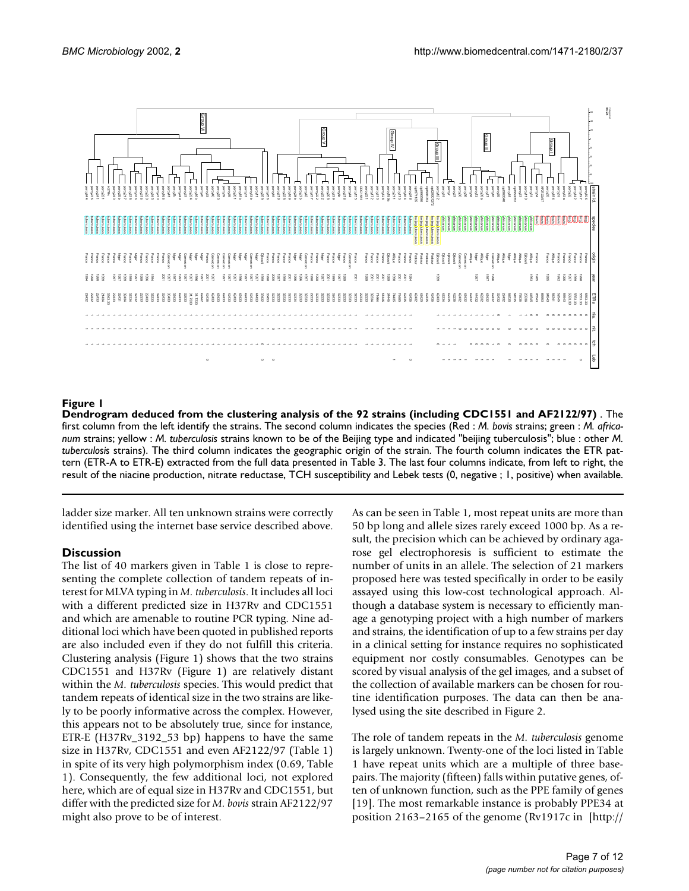**Figure 1**

**Dendrogram deduced from the clustering analysis of the 92 strains (including CDC1551 and AF2122/97)** . The first column from the left identify the strains. The second column indicates the species (Red : *M. bovis* strains; green : *M. africanum* strains; yellow : *M. tuberculosis* strains known to be of the Beijing type and indicated "beijing tuberculosis"; blue : other *M. tuberculosis* strains). The third column indicates the geographic origin of the strain. The fourth column indicates the ETR pattern (ETR-A to ETR-E) extracted from the full data presented in Table 3. The last four columns indicate, from left to right, the result of the niacine production, nitrate reductase, TCH susceptibility and Lebek tests (0, negative ; 1, positive) when available.

ladder size marker. All ten unknown strains were correctly identified using the internet base service described above.

## Discussion

The list of 40 markers given in Table 1 is close to representing the complete collection of tandem repeats of interest for MLVA typing in *M. tuberculosis*. It includes all loci with a different predicted size in H37Rv and CDC1551 and which are amenable to routine PCR typing. Nine additional loci which have been quoted in published reports are also included even if they do not fulfill this criteria. Clustering analysis (Figure 1) shows that the two strains CDC1551 and H37Rv (Figure 1) are relatively distant within the *M. tuberculosis* species. This would predict that tandem repeats of identical size in the two strains are likely to be poorly informative across the complex. However, this appears not to be absolutely true, since for instance, ETR-E (H37Rv_3192_53 bp) happens to have the same size in H37Rv, CDC1551 and even AF2122/97 (Table 1) in spite of its very high polymorphism index (0.69, Table 1). Consequently, the few additional loci, not explored here, which are of equal size in H37Rv and CDC1551, but differ with the predicted size for *M. bovis* strain AF2122/97 might also prove to be of interest.

As can be seen in Table 1, most repeat units are more than 50 bp long and allele sizes rarely exceed 1000 bp. As a result, the precision which can be achieved by ordinary agarose gel electrophoresis is sufficient to estimate the number of units in an allele. The selection of 21 markers proposed here was tested specifically in order to be easily assayed using this low-cost technological approach. Although a database system is necessary to efficiently manage a genotyping project with a high number of markers and strains, the identification of up to a few strains per day in a clinical setting for instance requires no sophisticated equipment nor costly consumables. Genotypes can be scored by visual analysis of the gel images, and a subset of the collection of available markers can be chosen for routine identification purposes. The data can then be analysed using the site described in Figure 2.

The role of tandem repeats in the *M. tuberculosis* genome is largely unknown. Twenty-one of the loci listed in Table 1 have repeat units which are a multiple of three basepairs. The majority (fifteen) falls within putative genes, often of unknown function, such as the PPE family of genes [19]. The most remarkable instance is probably PPE34 at position 2163–2165 of the genome (Rv1917c in [http://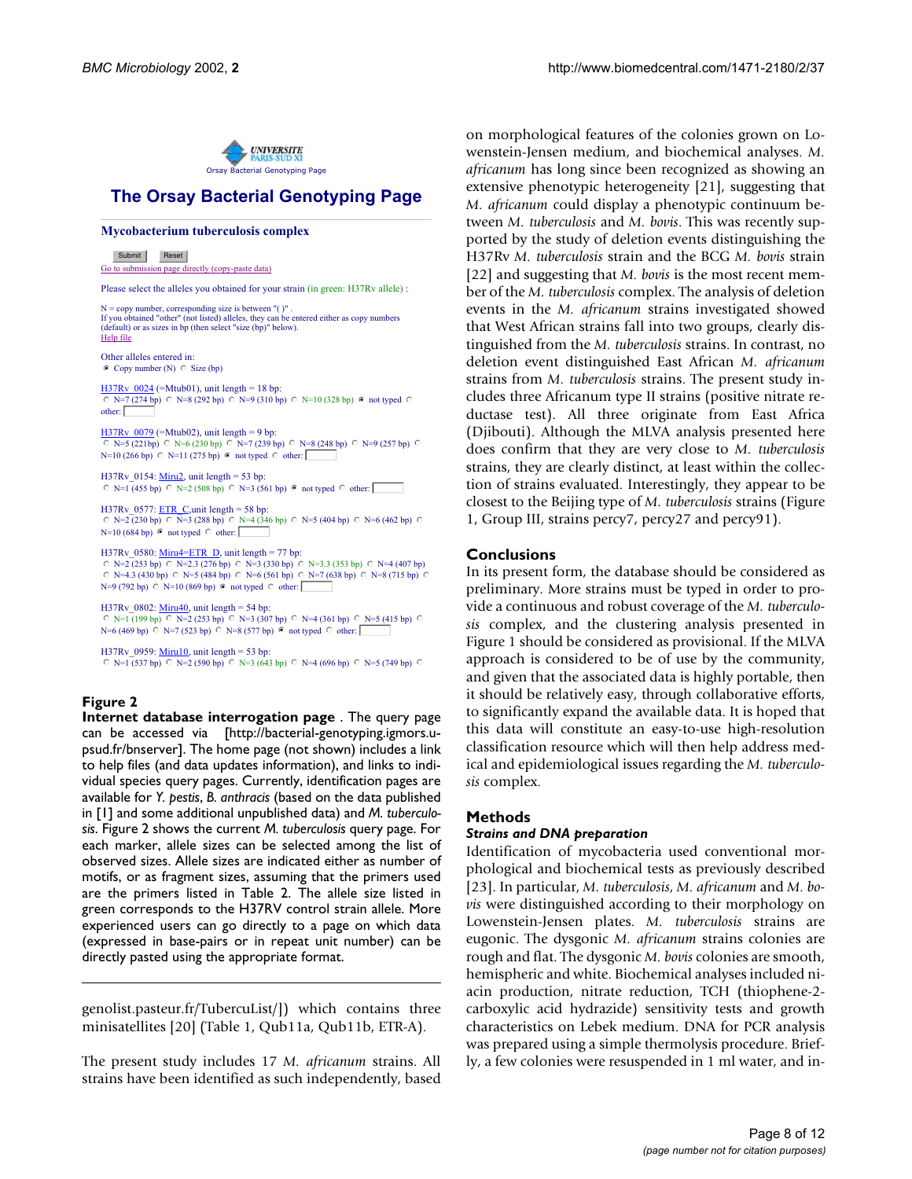**Figure 2**

**Internet database interrogation page**. The query page can be accessed via [http://bacterial-genotyping.igmors.u-psud.fr/bnserver]. The home page (not shown) includes a link to help files (and data updates information), and links to individual species query pages. Currently, identification pages are available for *Y. pestis*, *B. anthracis* (based on the data published in [1] and some additional unpublished data) and *M. tuberculosis*. Figure 2 shows the current *M. tuberculosis* query page. For each marker, allele sizes can be selected among the list of observed sizes. Allele sizes are indicated either as number of motifs, or as fragment sizes, assuming that the primers used are the primers listed in Table 2. The allele size listed in green corresponds to the H37RV control strain allele. More experienced users can go directly to a page on which data (expressed in base-pairs or in repeat unit number) can be directly pasted using the appropriate format.

genolist.pasteur.fr/TubercuList/]) which contains three minisatellites [20] (Table 1, Qub11a, Qub11b, ETR-A).

The present study includes 17 *M. africanum* strains. All strains have been identified as such independently, based on morphological features of the colonies grown on Lowenstein-Jensen medium, and biochemical analyses. *M. africanum* has long since been recognized as showing an extensive phenotypic heterogeneity [21], suggesting that *M. africanum* could display a phenotypic continuum between *M. tuberculosis* and *M. bovis*. This was recently supported by the study of deletion events distinguishing the H37Rv *M. tuberculosis* strain and the BCG *M. bovis* strain [22] and suggesting that *M. bovis* is the most recent member of the *M. tuberculosis* complex. The analysis of deletion events in the *M. africanum* strains investigated showed that West African strains fall into two groups, clearly distinguished from the *M. tuberculosis* strains. In contrast, no deletion event distinguished East African *M. africanum* strains from *M. tuberculosis* strains. The present study includes three Africanum type II strains (positive nitrate reductase test). All three originate from East Africa (Djibouti). Although the MLVA analysis presented here does confirm that they are very close to *M. tuberculosis* strains, they are clearly distinct, at least within the collection of strains evaluated. Interestingly, they appear to be closest to the Beijing type of *M. tuberculosis* strains (Figure 1, Group III, strains percy7, percy27 and percy91).

## Conclusions

In its present form, the database should be considered as preliminary. More strains must be typed in order to provide a continuous and robust coverage of the *M. tuberculosis* complex, and the clustering analysis presented in Figure 1 should be considered as provisional. If the MLVA approach is considered to be of use by the community, and given that the associated data is highly portable, then it should be relatively easy, through collaborative efforts, to significantly expand the available data. It is hoped that this data will constitute an easy-to-use high-resolution classification resource which will then help address medical and epidemiological issues regarding the *M. tuberculosis* complex.

## Methods

### *Strains and DNA preparation*

Identification of mycobacteria used conventional morphological and biochemical tests as previously described [23]. In particular, *M. tuberculosis*, *M. africanum* and *M. bovis* were distinguished according to their morphology on Lowenstein-Jensen plates. *M. tuberculosis* strains are eugonic. The dysgonic *M. africanum* strains colonies are rough and flat. The dysgonic *M. bovis* colonies are smooth, hemispheric and white. Biochemical analyses included niacin production, nitrate reduction, TCH (thiophene-2-carboxylic acid hydrazide) sensitivity tests and growth characteristics on Lebek medium. DNA for PCR analysis was prepared using a simple thermolysis procedure. Briefly, a few colonies were resuspended in 1 ml water, and in-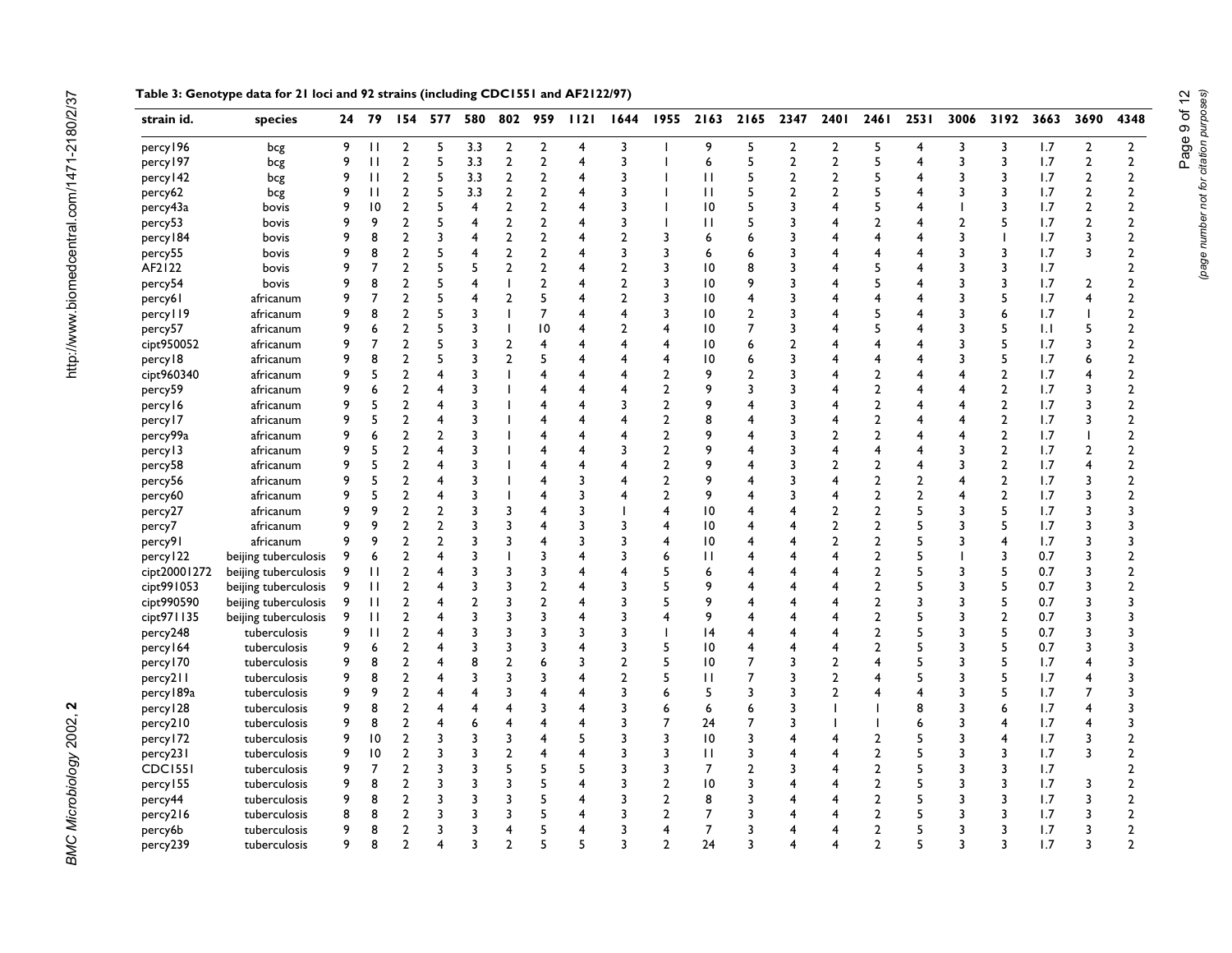**Table 3: Genotype data for 21 loci and 92 strains (including CDC1551 and AF2122/97)**

| strain id. | species | 24 | 79 | 154 | 577 | 580 | 802 | 959 | 1121 | 1644 | 1955 | 2163 | 2165 | 2347 | 2401 | 2461 | 2531 | 3006 | 3192 | 3663 | 3690 | 4348 |
|---|---|---|---|---|---|---|---|---|---|---|---|---|---|---|---|---|---|---|---|---|---|---|
| percy196 | bcg | 9 | 11 | 2 | 5 | 3.3 | 2 | 2 | 4 | 3 | 1 | 9 | 5 | 2 | 2 | 5 | 4 | 3 | 3 | 1.7 | 2 | 2 |
| percy197 | bcg | 9 | 11 | 2 | 5 | 3.3 | 2 | 2 | 4 | 3 | 1 | 6 | 5 | 2 | 2 | 5 | 4 | 3 | 3 | 1.7 | 2 | 2 |
| percy142 | bcg | 9 | 11 | 2 | 5 | 3.3 | 2 | 2 | 4 | 3 | 1 | 11 | 5 | 2 | 2 | 5 | 4 | 3 | 3 | 1.7 | 2 | 2 |
| percy62 | bcg | 9 | 11 | 2 | 5 | 3.3 | 2 | 2 | 4 | 3 | 1 | 11 | 5 | 2 | 2 | 5 | 4 | 3 | 3 | 1.7 | 2 | 2 |
| percy43a | bovis | 9 | 10 | 2 | 5 | 4 | 2 | 2 | 4 | 3 | 1 | 10 | 5 | 3 | 4 | 5 | 4 | 1 | 3 | 1.7 | 2 | 2 |
| percy53 | bovis | 9 | 9 | 2 | 5 | 4 | 2 | 2 | 4 | 3 | 1 | 11 | 5 | 3 | 4 | 2 | 4 | 2 | 5 | 1.7 | 2 | 2 |
| percy184 | bovis | 9 | 8 | 2 | 3 | 4 | 2 | 2 | 4 | 2 | 3 | 6 | 6 | 3 | 4 | 4 | 4 | 3 | 1 | 1.7 | 3 | 2 |
| percy55 | bovis | 9 | 8 | 2 | 5 | 4 | 2 | 2 | 4 | 3 | 3 | 6 | 6 | 3 | 4 | 4 | 4 | 3 | 3 | 1.7 | 3 | 2 |
| AF2122 | bovis | 9 | 7 | 2 | 5 | 5 | 2 | 2 | 4 | 2 | 3 | 10 | 8 | 3 | 4 | 5 | 4 | 3 | 3 | 1.7 | | 2 |
| percy54 | bovis | 9 | 8 | 2 | 5 | 4 | 1 | 2 | 4 | 2 | 3 | 10 | 9 | 3 | 4 | 5 | 4 | 3 | 3 | 1.7 | 2 | 2 |
| percy61 | africanum | 9 | 7 | 2 | 5 | 4 | 2 | 5 | 4 | 2 | 3 | 10 | 4 | 3 | 4 | 4 | 4 | 3 | 5 | 1.7 | 4 | 2 |
| percy119 | africanum | 9 | 8 | 2 | 5 | 3 | 1 | 7 | 4 | 4 | 3 | 10 | 2 | 3 | 4 | 5 | 4 | 3 | 6 | 1.7 | 1 | 2 |
| percy57 | africanum | 9 | 6 | 2 | 5 | 3 | 1 | 10 | 4 | 2 | 4 | 10 | 7 | 3 | 4 | 5 | 4 | 3 | 5 | 1.1 | 5 | 2 |
| cipt950052 | africanum | 9 | 7 | 2 | 5 | 3 | 2 | 4 | 4 | 4 | 4 | 10 | 6 | 2 | 4 | 4 | 4 | 3 | 5 | 1.7 | 3 | 2 |
| percy18 | africanum | 9 | 8 | 2 | 5 | 3 | 2 | 5 | 4 | 4 | 4 | 10 | 6 | 3 | 4 | 4 | 4 | 3 | 5 | 1.7 | 6 | 2 |
| cipt960340 | africanum | 9 | 5 | 2 | 4 | 3 | 1 | 4 | 4 | 4 | 2 | 9 | 2 | 3 | 4 | 2 | 4 | 4 | 2 | 1.7 | 4 | 2 |
| percy59 | africanum | 9 | 6 | 2 | 4 | 3 | 1 | 4 | 4 | 4 | 2 | 9 | 3 | 3 | 4 | 2 | 4 | 4 | 2 | 1.7 | 3 | 2 |
| percy16 | africanum | 9 | 5 | 2 | 4 | 3 | 1 | 4 | 4 | 3 | 2 | 9 | 4 | 3 | 4 | 2 | 4 | 4 | 2 | 1.7 | 3 | 2 |
| percy17 | africanum | 9 | 5 | 2 | 4 | 3 | 1 | 4 | 4 | 4 | 2 | 8 | 4 | 3 | 4 | 2 | 4 | 4 | 2 | 1.7 | 3 | 2 |
| percy99a | africanum | 9 | 6 | 2 | 2 | 3 | 1 | 4 | 4 | 4 | 2 | 9 | 4 | 3 | 2 | 2 | 4 | 4 | 2 | 1.7 | 1 | 2 |
| percy13 | africanum | 9 | 5 | 2 | 4 | 3 | 1 | 4 | 4 | 3 | 2 | 9 | 4 | 3 | 4 | 4 | 4 | 3 | 2 | 1.7 | 2 | 2 |
| percy58 | africanum | 9 | 5 | 2 | 4 | 3 | 1 | 4 | 4 | 4 | 2 | 9 | 4 | 3 | 2 | 2 | 4 | 3 | 2 | 1.7 | 4 | 2 |
| percy56 | africanum | 9 | 5 | 2 | 4 | 3 | 1 | 4 | 3 | 4 | 2 | 9 | 4 | 3 | 4 | 2 | 2 | 4 | 2 | 1.7 | 3 | 2 |
| percy60 | africanum | 9 | 5 | 2 | 4 | 3 | 1 | 4 | 3 | 4 | 2 | 9 | 4 | 3 | 4 | 2 | 2 | 4 | 2 | 1.7 | 3 | 2 |
| percy27 | africanum | 9 | 9 | 2 | 2 | 3 | 3 | 4 | 3 | 1 | 4 | 10 | 4 | 4 | 2 | 2 | 5 | 3 | 5 | 1.7 | 3 | 3 |
| percy7 | africanum | 9 | 9 | 2 | 2 | 3 | 3 | 4 | 3 | 3 | 4 | 10 | 4 | 4 | 2 | 2 | 5 | 3 | 5 | 1.7 | 3 | 3 |
| percy91 | africanum | 9 | 9 | 2 | 2 | 3 | 3 | 4 | 3 | 3 | 4 | 10 | 4 | 4 | 2 | 2 | 5 | 3 | 4 | 1.7 | 3 | 3 |
| percy122 | beijing tuberculosis | 9 | 6 | 2 | 4 | 3 | 1 | 3 | 4 | 3 | 6 | 11 | 4 | 4 | 4 | 2 | 5 | 1 | 3 | 0.7 | 3 | 2 |
| cipt20001272 | beijing tuberculosis | 9 | 11 | 2 | 4 | 3 | 3 | 3 | 4 | 4 | 5 | 6 | 4 | 4 | 4 | 2 | 5 | 3 | 5 | 0.7 | 3 | 2 |
| cipt991053 | beijing tuberculosis | 9 | 11 | 2 | 4 | 3 | 3 | 2 | 4 | 3 | 5 | 9 | 4 | 4 | 4 | 2 | 5 | 3 | 5 | 0.7 | 3 | 2 |
| cipt990590 | beijing tuberculosis | 9 | 11 | 2 | 4 | 2 | 3 | 2 | 4 | 3 | 5 | 9 | 4 | 4 | 4 | 2 | 3 | 3 | 5 | 0.7 | 3 | 3 |
| cipt971135 | beijing tuberculosis | 9 | 11 | 2 | 4 | 3 | 3 | 3 | 4 | 3 | 4 | 9 | 4 | 4 | 4 | 2 | 5 | 3 | 2 | 0.7 | 3 | 3 |
| percy248 | tuberculosis | 9 | 11 | 2 | 4 | 3 | 3 | 3 | 3 | 3 | 1 | 14 | 4 | 4 | 4 | 2 | 5 | 3 | 5 | 0.7 | 3 | 3 |
| percy164 | tuberculosis | 9 | 6 | 2 | 4 | 3 | 3 | 3 | 4 | 3 | 5 | 10 | 4 | 4 | 4 | 2 | 5 | 3 | 5 | 0.7 | 3 | 3 |
| percy170 | tuberculosis | 9 | 8 | 2 | 4 | 8 | 2 | 6 | 3 | 2 | 5 | 10 | 7 | 3 | 2 | 4 | 5 | 3 | 5 | 1.7 | 4 | 3 |
| percy211 | tuberculosis | 9 | 8 | 2 | 4 | 3 | 3 | 3 | 4 | 2 | 5 | 11 | 7 | 3 | 2 | 4 | 5 | 3 | 5 | 1.7 | 4 | 3 |
| percy189a | tuberculosis | 9 | 9 | 2 | 4 | 4 | 3 | 4 | 4 | 3 | 6 | 5 | 3 | 3 | 2 | 4 | 4 | 3 | 5 | 1.7 | 7 | 3 |
| percy128 | tuberculosis | 9 | 8 | 2 | 4 | 4 | 4 | 3 | 4 | 3 | 6 | 6 | 6 | 3 | 1 | 1 | 8 | 3 | 6 | 1.7 | 4 | 3 |
| percy210 | tuberculosis | 9 | 8 | 2 | 4 | 6 | 4 | 4 | 4 | 3 | 7 | 24 | 7 | 3 | 1 | 1 | 6 | 3 | 4 | 1.7 | 4 | 3 |
| percy172 | tuberculosis | 9 | 10 | 2 | 3 | 3 | 3 | 4 | 5 | 3 | 3 | 10 | 3 | 4 | 4 | 2 | 5 | 3 | 4 | 1.7 | 3 | 2 |
| percy231 | tuberculosis | 9 | 10 | 2 | 3 | 3 | 2 | 4 | 4 | 3 | 3 | 11 | 3 | 4 | 4 | 2 | 5 | 3 | 3 | 1.7 | 3 | 2 |
| CDC1551 | tuberculosis | 9 | 7 | 2 | 3 | 3 | 5 | 5 | 5 | 3 | 3 | 7 | 2 | 3 | 4 | 2 | 5 | 3 | 3 | 1.7 | | 2 |
| percy155 | tuberculosis | 9 | 8 | 2 | 3 | 3 | 3 | 5 | 4 | 3 | 2 | 10 | 3 | 4 | 4 | 2 | 5 | 3 | 3 | 1.7 | 3 | 2 |
| percy44 | tuberculosis | 9 | 8 | 2 | 3 | 3 | 3 | 5 | 4 | 3 | 2 | 8 | 3 | 4 | 4 | 2 | 5 | 3 | 3 | 1.7 | 3 | 2 |
| percy216 | tuberculosis | 8 | 8 | 2 | 3 | 3 | 3 | 5 | 4 | 3 | 2 | 7 | 3 | 4 | 4 | 2 | 5 | 3 | 3 | 1.7 | 3 | 2 |
| percy6b | tuberculosis | 9 | 8 | 2 | 3 | 3 | 4 | 5 | 4 | 3 | 4 | 7 | 3 | 4 | 4 | 2 | 5 | 3 | 3 | 1.7 | 3 | 2 |
| percy239 | tuberculosis | 9 | 8 | 2 | 4 | 3 | 2 | 5 | 5 | 3 | 2 | 24 | 3 | 4 | 4 | 2 | 5 | 3 | 3 | 1.7 | 3 | 2 |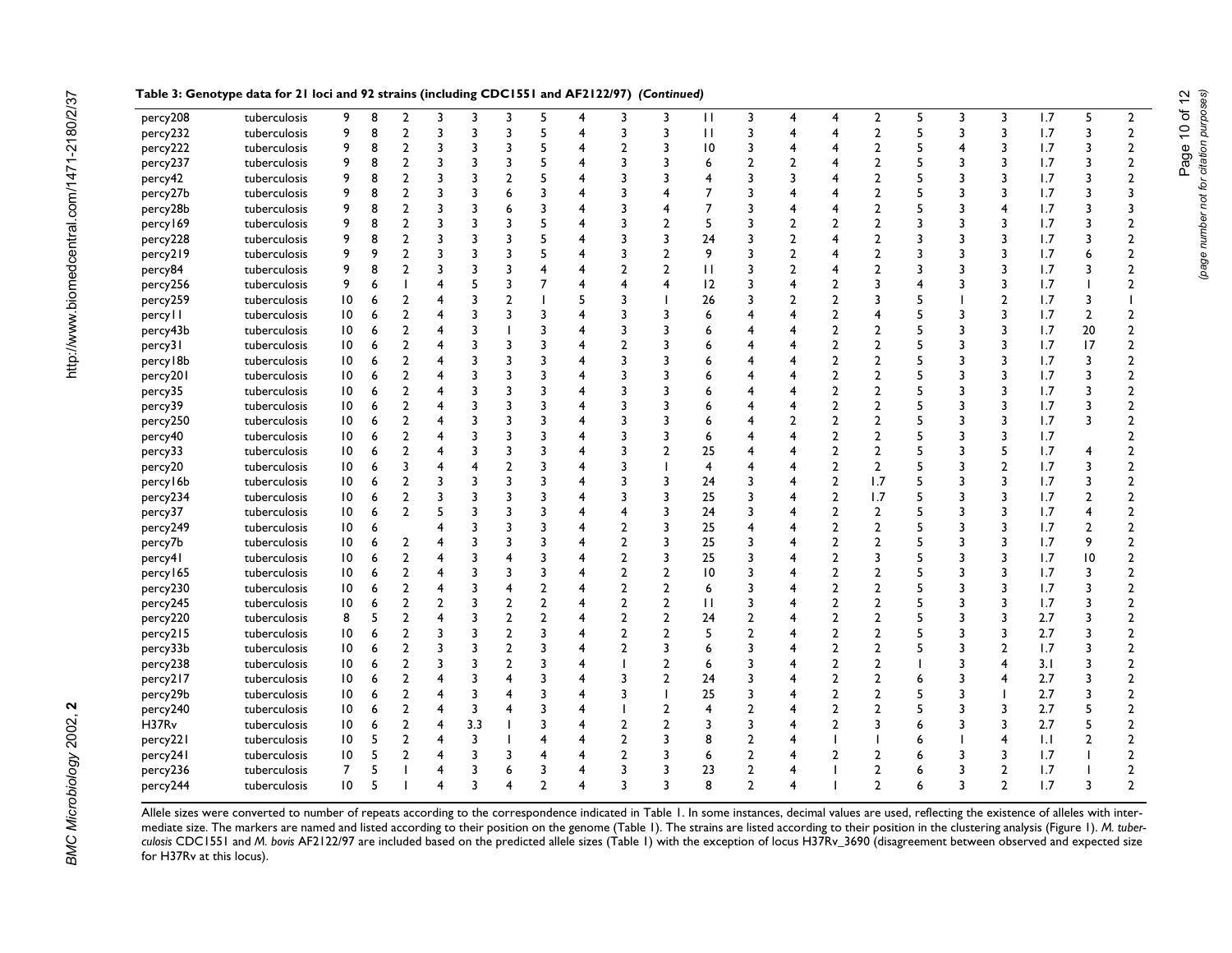**Table 3: Genotype data for 21 loci and 92 strains (including CDC1551 and AF2122/97)** *(Continued)*

| | | | | | | | | | | | | | | | | | | | | | | |
|---|---|---|---|---|---|---|---|---|---|---|---|---|---|---|---|---|---|---|---|---|---|---|
| percy208 | tuberculosis | 9 | 8 | 2 | 3 | 3 | 3 | 5 | 4 | 3 | 3 | 11 | 3 | 4 | 4 | 2 | 5 | 3 | 3 | 1.7 | 5 | 2 |
| percy232 | tuberculosis | 9 | 8 | 2 | 3 | 3 | 3 | 5 | 4 | 3 | 3 | 11 | 3 | 4 | 4 | 2 | 5 | 3 | 3 | 1.7 | 3 | 2 |
| percy222 | tuberculosis | 9 | 8 | 2 | 3 | 3 | 3 | 5 | 4 | 2 | 3 | 10 | 3 | 4 | 4 | 2 | 5 | 4 | 3 | 1.7 | 3 | 2 |
| percy237 | tuberculosis | 9 | 8 | 2 | 3 | 3 | 3 | 5 | 4 | 3 | 3 | 6 | 2 | 2 | 4 | 2 | 5 | 3 | 3 | 1.7 | 3 | 2 |
| percy42 | tuberculosis | 9 | 8 | 2 | 3 | 3 | 2 | 5 | 4 | 3 | 3 | 4 | 3 | 3 | 4 | 2 | 5 | 3 | 3 | 1.7 | 3 | 2 |
| percy27b | tuberculosis | 9 | 8 | 2 | 3 | 3 | 6 | 3 | 4 | 3 | 4 | 7 | 3 | 4 | 4 | 2 | 5 | 3 | 3 | 1.7 | 3 | 3 |
| percy28b | tuberculosis | 9 | 8 | 2 | 3 | 3 | 6 | 3 | 4 | 3 | 4 | 7 | 3 | 4 | 4 | 2 | 5 | 3 | 4 | 1.7 | 3 | 3 |
| percy169 | tuberculosis | 9 | 8 | 2 | 3 | 3 | 3 | 5 | 4 | 3 | 2 | 5 | 3 | 2 | 2 | 2 | 3 | 3 | 3 | 1.7 | 3 | 2 |
| percy228 | tuberculosis | 9 | 8 | 2 | 3 | 3 | 3 | 5 | 4 | 3 | 3 | 24 | 3 | 2 | 4 | 2 | 3 | 3 | 3 | 1.7 | 3 | 2 |
| percy219 | tuberculosis | 9 | 9 | 2 | 3 | 3 | 3 | 5 | 4 | 3 | 2 | 9 | 3 | 2 | 4 | 2 | 3 | 3 | 3 | 1.7 | 6 | 2 |
| percy84 | tuberculosis | 9 | 8 | 2 | 3 | 3 | 3 | 4 | 4 | 2 | 2 | 11 | 3 | 2 | 4 | 2 | 3 | 3 | 3 | 1.7 | 3 | 2 |
| percy256 | tuberculosis | 9 | 6 | 1 | 4 | 5 | 3 | 7 | 4 | 4 | 4 | 12 | 3 | 4 | 2 | 3 | 4 | 3 | 3 | 1.7 | 1 | 2 |
| percy259 | tuberculosis | 10 | 6 | 2 | 4 | 3 | 2 | 1 | 5 | 3 | 1 | 26 | 3 | 2 | 2 | 3 | 5 | 1 | 2 | 1.7 | 3 | 1 |
| percy11 | tuberculosis | 10 | 6 | 2 | 4 | 3 | 3 | 3 | 4 | 3 | 3 | 6 | 4 | 4 | 2 | 4 | 5 | 3 | 3 | 1.7 | 2 | 2 |
| percy43b | tuberculosis | 10 | 6 | 2 | 4 | 3 | 1 | 3 | 4 | 3 | 3 | 6 | 4 | 4 | 2 | 2 | 5 | 3 | 3 | 1.7 | 20 | 2 |
| percy31 | tuberculosis | 10 | 6 | 2 | 4 | 3 | 3 | 3 | 4 | 2 | 3 | 6 | 4 | 4 | 2 | 2 | 5 | 3 | 3 | 1.7 | 17 | 2 |
| percy18b | tuberculosis | 10 | 6 | 2 | 4 | 3 | 3 | 3 | 4 | 3 | 3 | 6 | 4 | 4 | 2 | 2 | 5 | 3 | 3 | 1.7 | 3 | 2 |
| percy201 | tuberculosis | 10 | 6 | 2 | 4 | 3 | 3 | 3 | 4 | 3 | 3 | 6 | 4 | 4 | 2 | 2 | 5 | 3 | 3 | 1.7 | 3 | 2 |
| percy35 | tuberculosis | 10 | 6 | 2 | 4 | 3 | 3 | 3 | 4 | 3 | 3 | 6 | 4 | 4 | 2 | 2 | 5 | 3 | 3 | 1.7 | 3 | 2 |
| percy39 | tuberculosis | 10 | 6 | 2 | 4 | 3 | 3 | 3 | 4 | 3 | 3 | 6 | 4 | 4 | 2 | 2 | 5 | 3 | 3 | 1.7 | 3 | 2 |
| percy250 | tuberculosis | 10 | 6 | 2 | 4 | 3 | 3 | 3 | 4 | 3 | 3 | 6 | 4 | 2 | 2 | 2 | 5 | 3 | 3 | 1.7 | 3 | 2 |
| percy40 | tuberculosis | 10 | 6 | 2 | 4 | 3 | 3 | 3 | 4 | 3 | 3 | 6 | 4 | 4 | 2 | 2 | 5 | 3 | 3 | 1.7 | | 2 |
| percy33 | tuberculosis | 10 | 6 | 2 | 4 | 3 | 3 | 3 | 4 | 3 | 2 | 25 | 4 | 4 | 2 | 2 | 5 | 3 | 5 | 1.7 | 4 | 2 |
| percy20 | tuberculosis | 10 | 6 | 3 | 4 | 4 | 2 | 3 | 4 | 3 | 1 | 4 | 4 | 4 | 2 | 2 | 5 | 3 | 2 | 1.7 | 3 | 2 |
| percy16b | tuberculosis | 10 | 6 | 2 | 3 | 3 | 3 | 3 | 4 | 3 | 3 | 24 | 3 | 4 | 2 | 1.7 | 5 | 3 | 3 | 1.7 | 3 | 2 |
| percy234 | tuberculosis | 10 | 6 | 2 | 3 | 3 | 3 | 3 | 4 | 3 | 3 | 25 | 3 | 4 | 2 | 1.7 | 5 | 3 | 3 | 1.7 | 2 | 2 |
| percy37 | tuberculosis | 10 | 6 | 2 | 5 | 3 | 3 | 3 | 4 | 4 | 3 | 24 | 3 | 4 | 2 | 2 | 5 | 3 | 3 | 1.7 | 4 | 2 |
| percy249 | tuberculosis | 10 | 6 | | 4 | 3 | 3 | 3 | 4 | 2 | 3 | 25 | 4 | 4 | 2 | 2 | 5 | 3 | 3 | 1.7 | 2 | 2 |
| percy7b | tuberculosis | 10 | 6 | 2 | 4 | 3 | 3 | 3 | 4 | 2 | 3 | 25 | 3 | 4 | 2 | 2 | 5 | 3 | 3 | 1.7 | 9 | 2 |
| percy41 | tuberculosis | 10 | 6 | 2 | 4 | 3 | 4 | 3 | 4 | 2 | 3 | 25 | 3 | 4 | 2 | 3 | 5 | 3 | 3 | 1.7 | 10 | 2 |
| percy165 | tuberculosis | 10 | 6 | 2 | 4 | 3 | 3 | 3 | 4 | 2 | 2 | 10 | 3 | 4 | 2 | 2 | 5 | 3 | 3 | 1.7 | 3 | 2 |
| percy230 | tuberculosis | 10 | 6 | 2 | 4 | 3 | 4 | 2 | 4 | 2 | 2 | 6 | 3 | 4 | 2 | 2 | 5 | 3 | 3 | 1.7 | 3 | 2 |
| percy245 | tuberculosis | 10 | 6 | 2 | 2 | 3 | 2 | 2 | 4 | 2 | 2 | 11 | 3 | 4 | 2 | 2 | 5 | 3 | 3 | 1.7 | 3 | 2 |
| percy220 | tuberculosis | 8 | 5 | 2 | 4 | 3 | 2 | 2 | 4 | 2 | 2 | 24 | 2 | 4 | 2 | 2 | 5 | 3 | 3 | 2.7 | 3 | 2 |
| percy215 | tuberculosis | 10 | 6 | 2 | 3 | 3 | 2 | 3 | 4 | 2 | 2 | 5 | 2 | 4 | 2 | 2 | 5 | 3 | 3 | 2.7 | 3 | 2 |
| percy33b | tuberculosis | 10 | 6 | 2 | 3 | 3 | 2 | 3 | 4 | 2 | 3 | 6 | 3 | 4 | 2 | 2 | 5 | 3 | 2 | 1.7 | 3 | 2 |
| percy238 | tuberculosis | 10 | 6 | 2 | 3 | 3 | 2 | 3 | 4 | 1 | 2 | 6 | 3 | 4 | 2 | 2 | 1 | 3 | 4 | 3.1 | 3 | 2 |
| percy217 | tuberculosis | 10 | 6 | 2 | 4 | 3 | 4 | 3 | 4 | 3 | 2 | 24 | 3 | 4 | 2 | 2 | 6 | 3 | 4 | 2.7 | 3 | 2 |
| percy29b | tuberculosis | 10 | 6 | 2 | 4 | 3 | 4 | 3 | 4 | 3 | 1 | 25 | 3 | 4 | 2 | 2 | 5 | 3 | 1 | 2.7 | 3 | 2 |
| percy240 | tuberculosis | 10 | 6 | 2 | 4 | 3 | 4 | 3 | 4 | 1 | 2 | 4 | 2 | 4 | 2 | 2 | 5 | 3 | 3 | 2.7 | 5 | 2 |
| H37Rv | tuberculosis | 10 | 6 | 2 | 4 | 3.3 | 1 | 3 | 4 | 2 | 2 | 3 | 3 | 4 | 2 | 3 | 6 | 3 | 3 | 2.7 | 5 | 2 |
| percy221 | tuberculosis | 10 | 5 | 2 | 4 | 3 | 1 | 4 | 4 | 2 | 3 | 8 | 2 | 4 | 1 | 1 | 6 | 1 | 4 | 1.1 | 2 | 2 |
| percy241 | tuberculosis | 10 | 5 | 2 | 4 | 3 | 3 | 4 | 4 | 2 | 3 | 6 | 2 | 4 | 2 | 2 | 6 | 3 | 3 | 1.7 | 1 | 2 |
| percy236 | tuberculosis | 7 | 5 | 1 | 4 | 3 | 6 | 3 | 4 | 3 | 3 | 23 | 2 | 4 | 1 | 2 | 6 | 3 | 2 | 1.7 | 1 | 2 |
| percy244 | tuberculosis | 10 | 5 | 1 | 4 | 3 | 4 | 2 | 4 | 3 | 3 | 8 | 2 | 4 | 1 | 2 | 6 | 3 | 2 | 1.7 | 3 | 2 |

Allele sizes were converted to number of repeats according to the correspondence indicated in Table 1. In some instances, decimal values are used, reflecting the existence of alleles with intermediate size. The markers are named and listed according to their position on the genome (Table 1). The strains are listed according to their position in the clustering analysis (Figure 1). *M. tuberculosis* CDC1551 and *M. bovis* AF2122/97 are included based on the predicted allele sizes (Table 1) with the exception of locus H37Rv_3690 (disagreement between observed and expected size for H37Rv at this locus).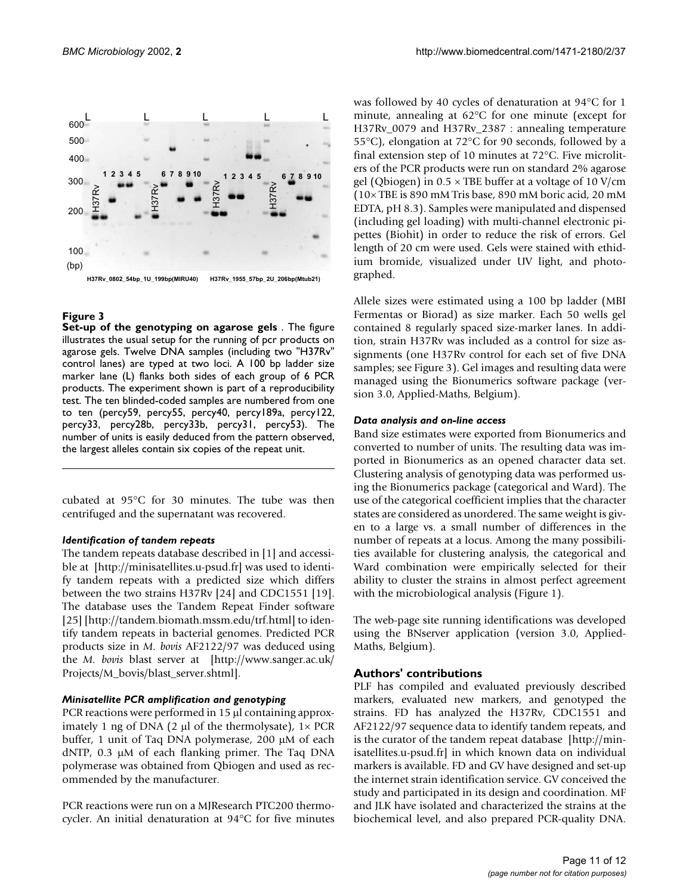**Figure 3**

**Set-up of the genotyping on agarose gels**. The figure illustrates the usual setup for the running of pcr products on agarose gels. Twelve DNA samples (including two "H37Rv" control lanes) are typed at two loci. A 100 bp ladder size marker lane (L) flanks both sides of each group of 6 PCR products. The experiment shown is part of a reproducibility test. The ten blinded-coded samples are numbered from one to ten (percy59, percy55, percy40, percy189a, percy122, percy33, percy28b, percy33b, percy31, percy53). The number of units is easily deduced from the pattern observed, the largest alleles contain six copies of the repeat unit.

cubated at 95°C for 30 minutes. The tube was then centrifuged and the supernatant was recovered.

### *Identification of tandem repeats*

The tandem repeats database described in [1] and accessible at [http://minisatellites.u-psud.fr] was used to identify tandem repeats with a predicted size which differs between the two strains H37Rv [24] and CDC1551 [19]. The database uses the Tandem Repeat Finder software [25] [http://tandem.biomath.mssm.edu/trf.html] to identify tandem repeats in bacterial genomes. Predicted PCR products size in *M. bovis* AF2122/97 was deduced using the *M. bovis* blast server at [http://www.sanger.ac.uk/Projects/M_bovis/blast_server.shtml].

### *Minisatellite PCR amplification and genotyping*

PCR reactions were performed in 15 μl containing approximately 1 ng of DNA (2 μl of the thermolysate), 1× PCR buffer, 1 unit of Taq DNA polymerase, 200 μM of each dNTP, 0.3 μM of each flanking primer. The Taq DNA polymerase was obtained from Qbiogen and used as recommended by the manufacturer.

PCR reactions were run on a MJResearch PTC200 thermocycler. An initial denaturation at 94°C for five minutes was followed by 40 cycles of denaturation at 94°C for 1 minute, annealing at 62°C for one minute (except for H37Rv_0079 and H37Rv_2387 : annealing temperature 55°C), elongation at 72°C for 90 seconds, followed by a final extension step of 10 minutes at 72°C. Five microliters of the PCR products were run on standard 2% agarose gel (Qbiogen) in 0.5 × TBE buffer at a voltage of 10 V/cm (10× TBE is 890 mM Tris base, 890 mM boric acid, 20 mM EDTA, pH 8.3). Samples were manipulated and dispensed (including gel loading) with multi-channel electronic pipettes (Biohit) in order to reduce the risk of errors. Gel length of 20 cm were used. Gels were stained with ethidium bromide, visualized under UV light, and photographed.

Allele sizes were estimated using a 100 bp ladder (MBI Fermentas or Biorad) as size marker. Each 50 wells gel contained 8 regularly spaced size-marker lanes. In addition, strain H37Rv was included as a control for size assignments (one H37Rv control for each set of five DNA samples; see Figure 3). Gel images and resulting data were managed using the Bionumerics software package (version 3.0, Applied-Maths, Belgium).

### *Data analysis and on-line access*

Band size estimates were exported from Bionumerics and converted to number of units. The resulting data was imported in Bionumerics as an opened character data set. Clustering analysis of genotyping data was performed using the Bionumerics package (categorical and Ward). The use of the categorical coefficient implies that the character states are considered as unordered. The same weight is given to a large vs. a small number of differences in the number of repeats at a locus. Among the many possibilities available for clustering analysis, the categorical and Ward combination were empirically selected for their ability to cluster the strains in almost perfect agreement with the microbiological analysis (Figure 1).

The web-page site running identifications was developed using the BNserver application (version 3.0, Applied-Maths, Belgium).

## Authors' contributions

PLF has compiled and evaluated previously described markers, evaluated new markers, and genotyped the strains. FD has analyzed the H37Rv, CDC1551 and AF2122/97 sequence data to identify tandem repeats, and is the curator of the tandem repeat database [http://minisatellites.u-psud.fr] in which known data on individual markers is available. FD and GV have designed and set-up the internet strain identification service. GV conceived the study and participated in its design and coordination. MF and JLK have isolated and characterized the strains at the biochemical level, and also prepared PCR-quality DNA.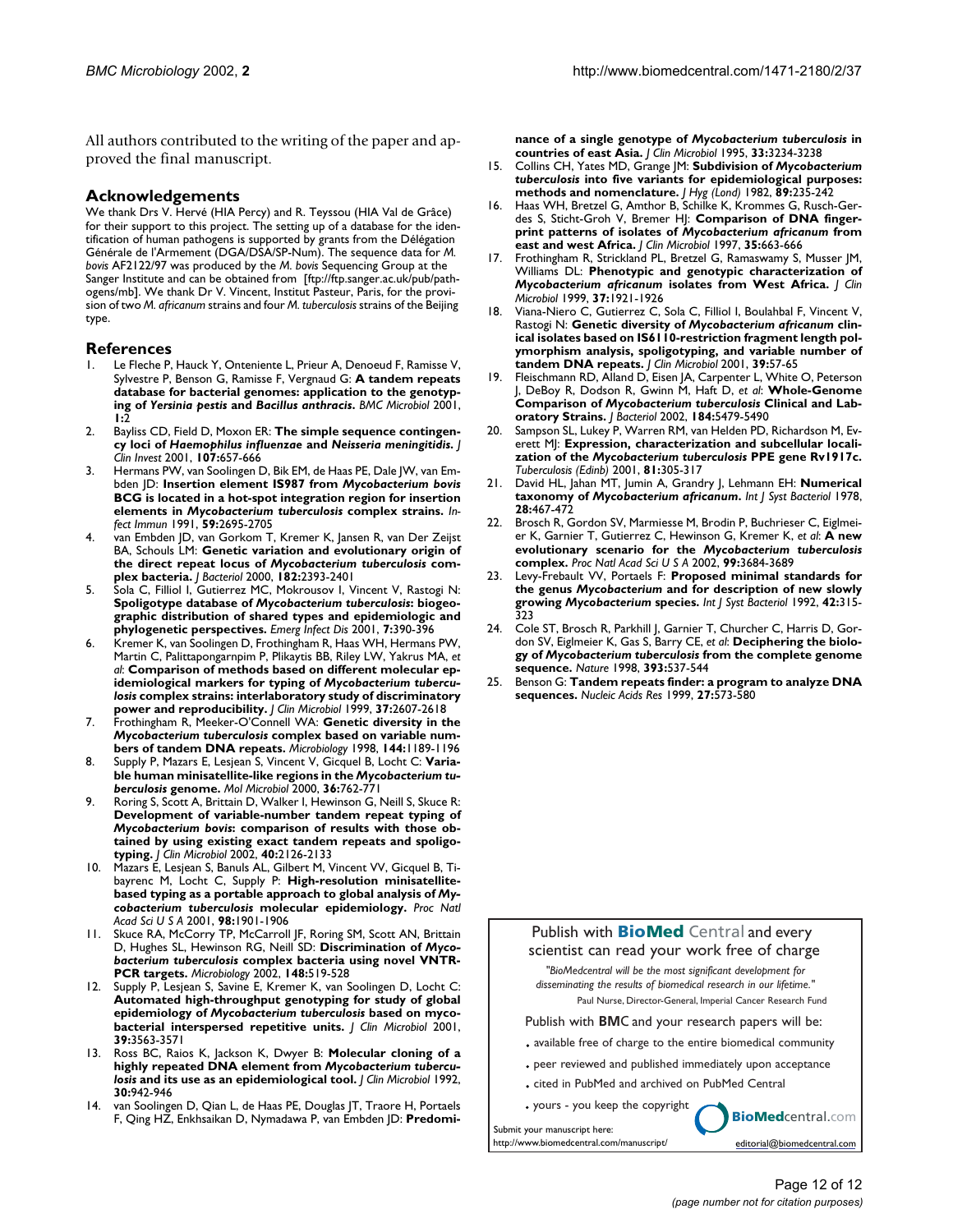All authors contributed to the writing of the paper and approved the final manuscript.

## Acknowledgements

We thank Drs V. Hervé (HIA Percy) and R. Teyssou (HIA Val de Grâce) for their support to this project. The setting up of a database for the identification of human pathogens is supported by grants from the Délégation Générale de l'Armement (DGA/DSA/SP-Num). The sequence data for *M. bovis* AF2122/97 was produced by the *M. bovis* Sequencing Group at the Sanger Institute and can be obtained from [ftp://ftp.sanger.ac.uk/pub/pathogens/mb]. We thank Dr V. Vincent, Institut Pasteur, Paris, for the provision of two *M. africanum* strains and four *M. tuberculosis* strains of the Beijing type.

## References

1. Le Fleche P, Hauck Y, Onteniente L, Prieur A, Denoeud F, Ramisse V, Sylvestre P, Benson G, Ramisse F, Vergnaud G: **A tandem repeats database for bacterial genomes: application to the genotyping of *Yersinia pestis* and *Bacillus anthracis*.** *BMC Microbiol* 2001, **1**:2
2. Bayliss CD, Field D, Moxon ER: **The simple sequence contingency loci of *Haemophilus influenzae* and *Neisseria meningitidis*.** *J Clin Invest* 2001, **107**:657-666
3. Hermans PW, van Soolingen D, Bik EM, de Haas PE, Dale JW, van Embden JD: **Insertion element IS987 from *Mycobacterium bovis* BCG is located in a hot-spot integration region for insertion elements in *Mycobacterium tuberculosis* complex strains.** *Infect Immun* 1991, **59**:2695-2705
4. van Embden JD, van Gorkom T, Kremer K, Jansen R, van Der Zeijst BA, Schouls LM: **Genetic variation and evolutionary origin of the direct repeat locus of *Mycobacterium tuberculosis* complex bacteria.** *J Bacteriol* 2000, **182**:2393-2401
5. Sola C, Filliol I, Gutierrez MC, Mokrousov I, Vincent V, Rastogi N: **Spoligotype database of *Mycobacterium tuberculosis*: biogeographic distribution of shared types and epidemiologic and phylogenetic perspectives.** *Emerg Infect Dis* 2001, **7**:390-396
6. Kremer K, van Soolingen D, Frothingham R, Haas WH, Hermans PW, Martin C, Palittapongarnpim P, Plikaytis BB, Riley LW, Yakrus MA, *et al*: **Comparison of methods based on different molecular epidemiological markers for typing of *Mycobacterium tuberculosis* complex strains: interlaboratory study of discriminatory power and reproducibility.** *J Clin Microbiol* 1999, **37**:2607-2618
7. Frothingham R, Meeker-O'Connell WA: **Genetic diversity in the *Mycobacterium tuberculosis* complex based on variable numbers of tandem DNA repeats.** *Microbiology* 1998, **144**:1189-1196
8. Supply P, Mazars E, Lesjean S, Vincent V, Gicquel B, Locht C: **Variable human minisatellite-like regions in the *Mycobacterium tuberculosis* genome.** *Mol Microbiol* 2000, **36**:762-771
9. Roring S, Scott A, Brittain D, Walker I, Hewinson G, Neill S, Skuce R: **Development of variable-number tandem repeat typing of *Mycobacterium bovis*: comparison of results with those obtained by using existing exact tandem repeats and spoligotyping.** *J Clin Microbiol* 2002, **40**:2126-2133
10. Mazars E, Lesjean S, Banuls AL, Gilbert M, Vincent VV, Gicquel B, Tibayrenc M, Locht C, Supply P: **High-resolution minisatellite-based typing as a portable approach to global analysis of *Mycobacterium tuberculosis* molecular epidemiology.** *Proc Natl Acad Sci U S A* 2001, **98**:1901-1906
11. Skuce RA, McCorry TP, McCarroll JF, Roring SM, Scott AN, Brittain D, Hughes SL, Hewinson RG, Neill SD: **Discrimination of *Mycobacterium tuberculosis* complex bacteria using novel VNTR-PCR targets.** *Microbiology* 2002, **148**:519-528
12. Supply P, Lesjean S, Savine E, Kremer K, van Soolingen D, Locht C: **Automated high-throughput genotyping for study of global epidemiology of *Mycobacterium tuberculosis* based on mycobacterial interspersed repetitive units.** *J Clin Microbiol* 2001, **39**:3563-3571
13. Ross BC, Raios K, Jackson K, Dwyer B: **Molecular cloning of a highly repeated DNA element from *Mycobacterium tuberculosis* and its use as an epidemiological tool.** *J Clin Microbiol* 1992, **30**:942-946
14. van Soolingen D, Qian L, de Haas PE, Douglas JT, Traore H, Portaels F, Qing HZ, Enkhsaikan D, Nymadawa P, van Embden JD: **Predominance of a single genotype of *Mycobacterium tuberculosis* in countries of east Asia.** *J Clin Microbiol* 1995, **33**:3234-3238
15. Collins CH, Yates MD, Grange JM: **Subdivision of *Mycobacterium tuberculosis* into five variants for epidemiological purposes: methods and nomenclature.** *J Hyg (Lond)* 1982, **89**:235-242
16. Haas WH, Bretzel G, Amthor B, Schilke K, Krommes G, Rusch-Gerdes S, Sticht-Groh V, Bremer HJ: **Comparison of DNA fingerprint patterns of isolates of *Mycobacterium africanum* from east and west Africa.** *J Clin Microbiol* 1997, **35**:663-666
17. Frothingham R, Strickland PL, Bretzel G, Ramaswamy S, Musser JM, Williams DL: **Phenotypic and genotypic characterization of *Mycobacterium africanum* isolates from West Africa.** *J Clin Microbiol* 1999, **37**:1921-1926
18. Viana-Niero C, Gutierrez C, Sola C, Filliol I, Boulahbal F, Vincent V, Rastogi N: **Genetic diversity of *Mycobacterium africanum* clinical isolates based on IS6110-restriction fragment length polymorphism analysis, spoligotyping, and variable number of tandem DNA repeats.** *J Clin Microbiol* 2001, **39**:57-65
19. Fleischmann RD, Alland D, Eisen JA, Carpenter L, White O, Peterson J, DeBoy R, Dodson R, Gwinn M, Haft D, *et al*: **Whole-Genome Comparison of *Mycobacterium tuberculosis* Clinical and Laboratory Strains.** *J Bacteriol* 2002, **184**:5479-5490
20. Sampson SL, Lukey P, Warren RM, van Helden PD, Richardson M, Everett MJ: **Expression, characterization and subcellular localization of the *Mycobacterium tuberculosis* PPE gene Rv1917c.** *Tuberculosis (Edinb)* 2001, **81**:305-317
21. David HL, Jahan MT, Jumin A, Grandry J, Lehmann EH: **Numerical taxonomy of *Mycobacterium africanum*.** *Int J Syst Bacteriol* 1978, **28**:467-472
22. Brosch R, Gordon SV, Marmiesse M, Brodin P, Buchrieser C, Eiglmeier K, Garnier T, Gutierrez C, Hewinson G, Kremer K, *et al*: **A new evolutionary scenario for the *Mycobacterium tuberculosis* complex.** *Proc Natl Acad Sci U S A* 2002, **99**:3684-3689
23. Levy-Frebault VV, Portaels F: **Proposed minimal standards for the genus *Mycobacterium* and for description of new slowly growing *Mycobacterium* species.** *Int J Syst Bacteriol* 1992, **42**:315-323
24. Cole ST, Brosch R, Parkhill J, Garnier T, Churcher C, Harris D, Gordon SV, Eiglmeier K, Gas S, Barry CE, *et al*: **Deciphering the biology of *Mycobacterium tuberculosis* from the complete genome sequence.** *Nature* 1998, **393**:537-544
25. Benson G: **Tandem repeats finder: a program to analyze DNA sequences.** *Nucleic Acids Res* 1999, **27**:573-580

Publish with **BioMed Central** and every scientist can read your work free of charge

*"BioMedcentral will be the most significant development for disseminating the results of biomedical research in our lifetime."*
Paul Nurse, Director-General, Imperial Cancer Research Fund

Publish with **BMC** and your research papers will be:

- available free of charge to the entire biomedical community
- peer reviewed and published immediately upon acceptance
- cited in PubMed and archived on PubMed Central
- yours - you keep the copyright

Submit your manuscript here:
http://www.biomedcentral.com/manuscript/

BioMedcentral.com
editorial@biomedcentral.com